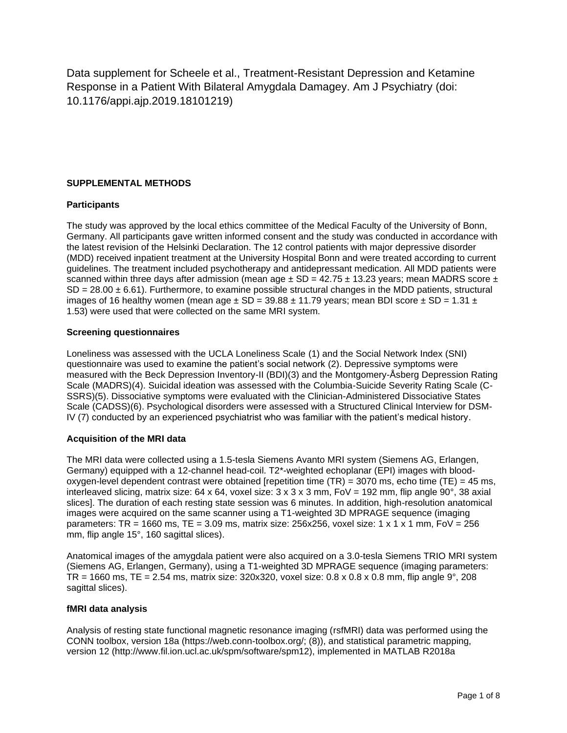Data supplement for Scheele et al., Treatment-Resistant Depression and Ketamine Response in a Patient With Bilateral Amygdala Damagey. Am J Psychiatry (doi: 10.1176/appi.ajp.2019.18101219)

## SUPPLEMENTAL METHODS

### Participants

The study was approved by the local ethics committee of the Medical Faculty of the University of Bonn, Germany. All participants gave written informed consent and the study was conducted in accordance with the latest revision of the Helsinki Declaration. The 12 control patients with major depressive disorder (MDD) received inpatient treatment at the University Hospital Bonn and were treated according to current guidelines. The treatment included psychotherapy and antidepressant medication. All MDD patients were scanned within three days after admission (mean age ± SD = 42.75 ± 13.23 years; mean MADRS score ± SD = 28.00 ± 6.61). Furthermore, to examine possible structural changes in the MDD patients, structural images of 16 healthy women (mean age ± SD = 39.88 ± 11.79 years; mean BDI score ± SD = 1.31 ± 1.53) were used that were collected on the same MRI system.

### Screening questionnaires

Loneliness was assessed with the UCLA Loneliness Scale (1) and the Social Network Index (SNI) questionnaire was used to examine the patient's social network (2). Depressive symptoms were measured with the Beck Depression Inventory-II (BDI)(3) and the Montgomery-Åsberg Depression Rating Scale (MADRS)(4). Suicidal ideation was assessed with the Columbia-Suicide Severity Rating Scale (C-SSRS)(5). Dissociative symptoms were evaluated with the Clinician-Administered Dissociative States Scale (CADSS)(6). Psychological disorders were assessed with a Structured Clinical Interview for DSM-IV (7) conducted by an experienced psychiatrist who was familiar with the patient's medical history.

### Acquisition of the MRI data

The MRI data were collected using a 1.5-tesla Siemens Avanto MRI system (Siemens AG, Erlangen, Germany) equipped with a 12-channel head-coil. T2*-weighted echoplanar (EPI) images with blood-oxygen-level dependent contrast were obtained [repetition time (TR) = 3070 ms, echo time (TE) = 45 ms, interleaved slicing, matrix size: 64 x 64, voxel size: 3 x 3 x 3 mm, FoV = 192 mm, flip angle 90°, 38 axial slices]. The duration of each resting state session was 6 minutes. In addition, high-resolution anatomical images were acquired on the same scanner using a T1-weighted 3D MPRAGE sequence (imaging parameters: TR = 1660 ms, TE = 3.09 ms, matrix size: 256x256, voxel size: 1 x 1 x 1 mm, FoV = 256 mm, flip angle 15°, 160 sagittal slices).

Anatomical images of the amygdala patient were also acquired on a 3.0-tesla Siemens TRIO MRI system (Siemens AG, Erlangen, Germany), using a T1-weighted 3D MPRAGE sequence (imaging parameters: TR = 1660 ms, TE = 2.54 ms, matrix size: 320x320, voxel size: 0.8 x 0.8 x 0.8 mm, flip angle 9°, 208 sagittal slices).

### fMRI data analysis

Analysis of resting state functional magnetic resonance imaging (rsfMRI) data was performed using the CONN toolbox, version 18a (https://web.conn-toolbox.org/; (8)), and statistical parametric mapping, version 12 (http://www.fil.ion.ucl.ac.uk/spm/software/spm12), implemented in MATLAB R2018a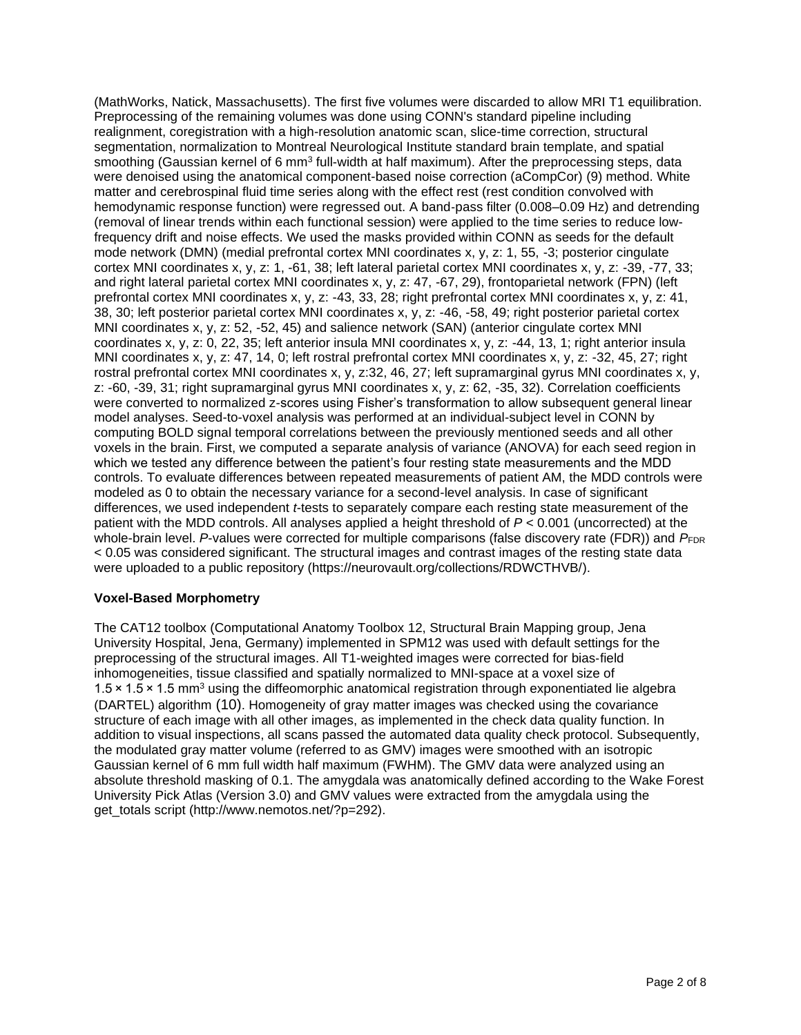(MathWorks, Natick, Massachusetts). The first five volumes were discarded to allow MRI T1 equilibration. Preprocessing of the remaining volumes was done using CONN's standard pipeline including realignment, coregistration with a high-resolution anatomic scan, slice-time correction, structural segmentation, normalization to Montreal Neurological Institute standard brain template, and spatial smoothing (Gaussian kernel of 6 mm$^3$ full-width at half maximum). After the preprocessing steps, data were denoised using the anatomical component-based noise correction (aCompCor) (9) method. White matter and cerebrospinal fluid time series along with the effect rest (rest condition convolved with hemodynamic response function) were regressed out. A band-pass filter (0.008–0.09 Hz) and detrending (removal of linear trends within each functional session) were applied to the time series to reduce low-frequency drift and noise effects. We used the masks provided within CONN as seeds for the default mode network (DMN) (medial prefrontal cortex MNI coordinates x, y, z: 1, 55, -3; posterior cingulate cortex MNI coordinates x, y, z: 1, -61, 38; left lateral parietal cortex MNI coordinates x, y, z: -39, -77, 33; and right lateral parietal cortex MNI coordinates x, y, z: 47, -67, 29), frontoparietal network (FPN) (left prefrontal cortex MNI coordinates x, y, z: -43, 33, 28; right prefrontal cortex MNI coordinates x, y, z: 41, 38, 30; left posterior parietal cortex MNI coordinates x, y, z: -46, -58, 49; right posterior parietal cortex MNI coordinates x, y, z: 52, -52, 45) and salience network (SAN) (anterior cingulate cortex MNI coordinates x, y, z: 0, 22, 35; left anterior insula MNI coordinates x, y, z: -44, 13, 1; right anterior insula MNI coordinates x, y, z: 47, 14, 0; left rostral prefrontal cortex MNI coordinates x, y, z: -32, 45, 27; right rostral prefrontal cortex MNI coordinates x, y, z:32, 46, 27; left supramarginal gyrus MNI coordinates x, y, z: -60, -39, 31; right supramarginal gyrus MNI coordinates x, y, z: 62, -35, 32). Correlation coefficients were converted to normalized z-scores using Fisher's transformation to allow subsequent general linear model analyses. Seed-to-voxel analysis was performed at an individual-subject level in CONN by computing BOLD signal temporal correlations between the previously mentioned seeds and all other voxels in the brain. First, we computed a separate analysis of variance (ANOVA) for each seed region in which we tested any difference between the patient's four resting state measurements and the MDD controls. To evaluate differences between repeated measurements of patient AM, the MDD controls were modeled as 0 to obtain the necessary variance for a second-level analysis. In case of significant differences, we used independent *t*-tests to separately compare each resting state measurement of the patient with the MDD controls. All analyses applied a height threshold of $P < 0.001$ (uncorrected) at the whole-brain level. *P*-values were corrected for multiple comparisons (false discovery rate (FDR)) and $P_{FDR} < 0.05$ was considered significant. The structural images and contrast images of the resting state data were uploaded to a public repository (https://neurovault.org/collections/RDWCTHVB/).

**Voxel-Based Morphometry**

The CAT12 toolbox (Computational Anatomy Toolbox 12, Structural Brain Mapping group, Jena University Hospital, Jena, Germany) implemented in SPM12 was used with default settings for the preprocessing of the structural images. All T1-weighted images were corrected for bias-field inhomogeneities, tissue classified and spatially normalized to MNI-space at a voxel size of $1.5 \times 1.5 \times 1.5$ mm$^3$ using the diffeomorphic anatomical registration through exponentiated lie algebra (DARTEL) algorithm (10). Homogeneity of gray matter images was checked using the covariance structure of each image with all other images, as implemented in the check data quality function. In addition to visual inspections, all scans passed the automated data quality check protocol. Subsequently, the modulated gray matter volume (referred to as GMV) images were smoothed with an isotropic Gaussian kernel of 6 mm full width half maximum (FWHM). The GMV data were analyzed using an absolute threshold masking of 0.1. The amygdala was anatomically defined according to the Wake Forest University Pick Atlas (Version 3.0) and GMV values were extracted from the amygdala using the get_totals script (http://www.nemotos.net/?p=292).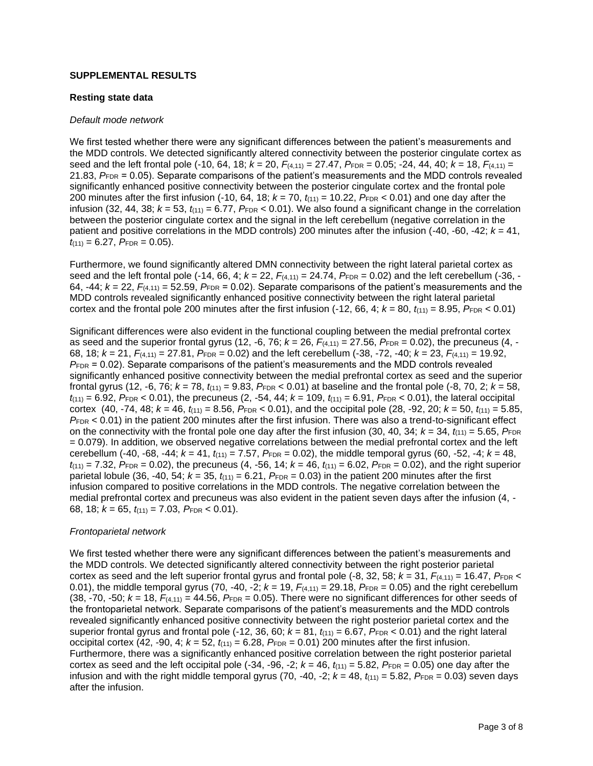## SUPPLEMENTAL RESULTS

### Resting state data

*Default mode network*

We first tested whether there were any significant differences between the patient's measurements and the MDD controls. We detected significantly altered connectivity between the posterior cingulate cortex as seed and the left frontal pole (-10, 64, 18; $k$ = 20, $F_{(4,11)}$ = 27.47, $P_{\text{FDR}}$ = 0.05; -24, 44, 40; $k$ = 18, $F_{(4,11)}$ = 21.83, $P_{\text{FDR}}$ = 0.05). Separate comparisons of the patient's measurements and the MDD controls revealed significantly enhanced positive connectivity between the posterior cingulate cortex and the frontal pole 200 minutes after the first infusion (-10, 64, 18; $k$ = 70, $t_{(11)}$ = 10.22, $P_{\text{FDR}}$ < 0.01) and one day after the infusion (32, 44, 38; $k$ = 53, $t_{(11)}$ = 6.77, $P_{\text{FDR}}$ < 0.01). We also found a significant change in the correlation between the posterior cingulate cortex and the signal in the left cerebellum (negative correlation in the patient and positive correlations in the MDD controls) 200 minutes after the infusion (-40, -60, -42; $k$ = 41, $t_{(11)}$ = 6.27, $P_{\text{FDR}}$ = 0.05).

Furthermore, we found significantly altered DMN connectivity between the right lateral parietal cortex as seed and the left frontal pole (-14, 66, 4; $k$ = 22, $F_{(4,11)}$ = 24.74, $P_{\text{FDR}}$ = 0.02) and the left cerebellum (-36, -64, -44; $k$ = 22, $F_{(4,11)}$ = 52.59, $P_{\text{FDR}}$ = 0.02). Separate comparisons of the patient's measurements and the MDD controls revealed significantly enhanced positive connectivity between the right lateral parietal cortex and the frontal pole 200 minutes after the first infusion (-12, 66, 4; $k$ = 80, $t_{(11)}$ = 8.95, $P_{\text{FDR}}$ < 0.01)

Significant differences were also evident in the functional coupling between the medial prefrontal cortex as seed and the superior frontal gyrus (12, -6, 76; $k$ = 26, $F_{(4,11)}$ = 27.56, $P_{\text{FDR}}$ = 0.02), the precuneus (4, -68, 18; $k$ = 21, $F_{(4,11)}$ = 27.81, $P_{\text{FDR}}$ = 0.02) and the left cerebellum (-38, -72, -40; $k$ = 23, $F_{(4,11)}$ = 19.92, $P_{\text{FDR}}$ = 0.02). Separate comparisons of the patient's measurements and the MDD controls revealed significantly enhanced positive connectivity between the medial prefrontal cortex as seed and the superior frontal gyrus (12, -6, 76; $k$ = 78, $t_{(11)}$ = 9.83, $P_{\text{FDR}}$ < 0.01) at baseline and the frontal pole (-8, 70, 2; $k$ = 58, $t_{(11)}$ = 6.92, $P_{\text{FDR}}$ < 0.01), the precuneus (2, -54, 44; $k$ = 109, $t_{(11)}$ = 6.91, $P_{\text{FDR}}$ < 0.01), the lateral occipital cortex (40, -74, 48; $k$ = 46, $t_{(11)}$ = 8.56, $P_{\text{FDR}}$ < 0.01), and the occipital pole (28, -92, 20; $k$ = 50, $t_{(11)}$ = 5.85, $P_{\text{FDR}}$ < 0.01) in the patient 200 minutes after the first infusion. There was also a trend-to-significant effect on the connectivity with the frontal pole one day after the first infusion (30, 40, 34; $k$ = 34, $t_{(11)}$ = 5.65, $P_{\text{FDR}}$ = 0.079). In addition, we observed negative correlations between the medial prefrontal cortex and the left cerebellum (-40, -68, -44; $k$ = 41, $t_{(11)}$ = 7.57, $P_{\text{FDR}}$ = 0.02), the middle temporal gyrus (60, -52, -4; $k$ = 48, $t_{(11)}$ = 7.32, $P_{\text{FDR}}$ = 0.02), the precuneus (4, -56, 14; $k$ = 46, $t_{(11)}$ = 6.02, $P_{\text{FDR}}$ = 0.02), and the right superior parietal lobule (36, -40, 54; $k$ = 35, $t_{(11)}$ = 6.21, $P_{\text{FDR}}$ = 0.03) in the patient 200 minutes after the first infusion compared to positive correlations in the MDD controls. The negative correlation between the medial prefrontal cortex and precuneus was also evident in the patient seven days after the infusion (4, -68, 18; $k$ = 65, $t_{(11)}$ = 7.03, $P_{\text{FDR}}$ < 0.01).

*Frontoparietal network*

We first tested whether there were any significant differences between the patient's measurements and the MDD controls. We detected significantly altered connectivity between the right posterior parietal cortex as seed and the left superior frontal gyrus and frontal pole (-8, 32, 58; $k$ = 31, $F_{(4,11)}$ = 16.47, $P_{\text{FDR}}$ < 0.01), the middle temporal gyrus (70, -40, -2; $k$ = 19, $F_{(4,11)}$ = 29.18, $P_{\text{FDR}}$ = 0.05) and the right cerebellum (38, -70, -50; $k$ = 18, $F_{(4,11)}$ = 44.56, $P_{\text{FDR}}$ = 0.05). There were no significant differences for other seeds of the frontoparietal network. Separate comparisons of the patient's measurements and the MDD controls revealed significantly enhanced positive connectivity between the right posterior parietal cortex and the superior frontal gyrus and frontal pole (-12, 36, 60; $k$ = 81, $t_{(11)}$ = 6.67, $P_{\text{FDR}}$ < 0.01) and the right lateral occipital cortex (42, -90, 4; $k$ = 52, $t_{(11)}$ = 6.28, $P_{\text{FDR}}$ = 0.01) 200 minutes after the first infusion. Furthermore, there was a significantly enhanced positive correlation between the right posterior parietal cortex as seed and the left occipital pole (-34, -96, -2; $k$ = 46, $t_{(11)}$ = 5.82, $P_{\text{FDR}}$ = 0.05) one day after the infusion and with the right middle temporal gyrus (70, -40, -2; $k$ = 48, $t_{(11)}$ = 5.82, $P_{\text{FDR}}$ = 0.03) seven days after the infusion.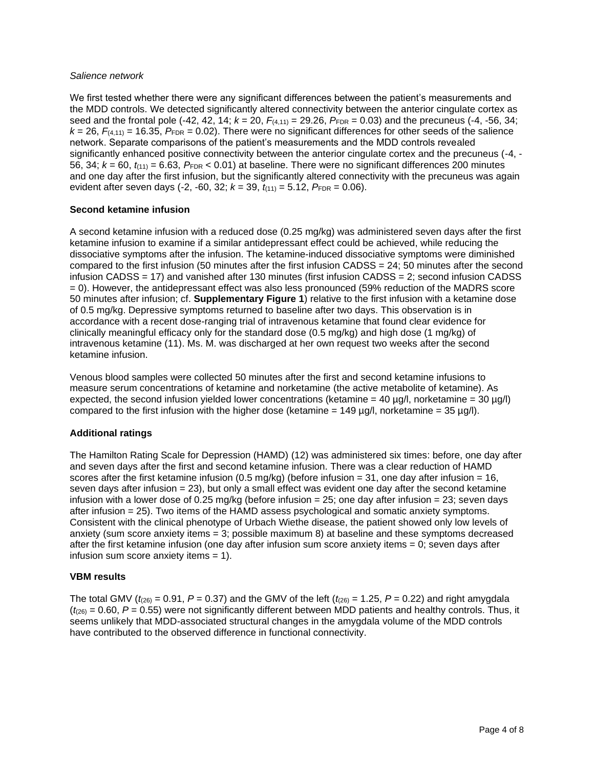*Salience network*

We first tested whether there were any significant differences between the patient's measurements and the MDD controls. We detected significantly altered connectivity between the anterior cingulate cortex as seed and the frontal pole (-42, 42, 14; $k$ = 20, $F_{(4,11)}$ = 29.26, $P_{FDR}$ = 0.03) and the precuneus (-4, -56, 34; $k$ = 26, $F_{(4,11)}$ = 16.35, $P_{FDR}$ = 0.02). There were no significant differences for other seeds of the salience network. Separate comparisons of the patient's measurements and the MDD controls revealed significantly enhanced positive connectivity between the anterior cingulate cortex and the precuneus (-4, -56, 34; $k$ = 60, $t_{(11)}$ = 6.63, $P_{FDR}$ < 0.01) at baseline. There were no significant differences 200 minutes and one day after the first infusion, but the significantly altered connectivity with the precuneus was again evident after seven days (-2, -60, 32; $k$ = 39, $t_{(11)}$ = 5.12, $P_{FDR}$ = 0.06).

### Second ketamine infusion

A second ketamine infusion with a reduced dose (0.25 mg/kg) was administered seven days after the first ketamine infusion to examine if a similar antidepressant effect could be achieved, while reducing the dissociative symptoms after the infusion. The ketamine-induced dissociative symptoms were diminished compared to the first infusion (50 minutes after the first infusion CADSS = 24; 50 minutes after the second infusion CADSS = 17) and vanished after 130 minutes (first infusion CADSS = 2; second infusion CADSS = 0). However, the antidepressant effect was also less pronounced (59% reduction of the MADRS score 50 minutes after infusion; cf. **Supplementary Figure 1**) relative to the first infusion with a ketamine dose of 0.5 mg/kg. Depressive symptoms returned to baseline after two days. This observation is in accordance with a recent dose-ranging trial of intravenous ketamine that found clear evidence for clinically meaningful efficacy only for the standard dose (0.5 mg/kg) and high dose (1 mg/kg) of intravenous ketamine (11). Ms. M. was discharged at her own request two weeks after the second ketamine infusion.

Venous blood samples were collected 50 minutes after the first and second ketamine infusions to measure serum concentrations of ketamine and norketamine (the active metabolite of ketamine). As expected, the second infusion yielded lower concentrations (ketamine = 40 µg/l, norketamine = 30 µg/l) compared to the first infusion with the higher dose (ketamine = 149 µg/l, norketamine = 35 µg/l).

### Additional ratings

The Hamilton Rating Scale for Depression (HAMD) (12) was administered six times: before, one day after and seven days after the first and second ketamine infusion. There was a clear reduction of HAMD scores after the first ketamine infusion (0.5 mg/kg) (before infusion = 31, one day after infusion = 16, seven days after infusion = 23), but only a small effect was evident one day after the second ketamine infusion with a lower dose of 0.25 mg/kg (before infusion = 25; one day after infusion = 23; seven days after infusion = 25). Two items of the HAMD assess psychological and somatic anxiety symptoms. Consistent with the clinical phenotype of Urbach Wiethe disease, the patient showed only low levels of anxiety (sum score anxiety items = 3; possible maximum 8) at baseline and these symptoms decreased after the first ketamine infusion (one day after infusion sum score anxiety items = 0; seven days after infusion sum score anxiety items = 1).

### VBM results

The total GMV ($t_{(26)}$ = 0.91, $P$ = 0.37) and the GMV of the left ($t_{(26)}$ = 1.25, $P$ = 0.22) and right amygdala ($t_{(26)}$ = 0.60, $P$ = 0.55) were not significantly different between MDD patients and healthy controls. Thus, it seems unlikely that MDD-associated structural changes in the amygdala volume of the MDD controls have contributed to the observed difference in functional connectivity.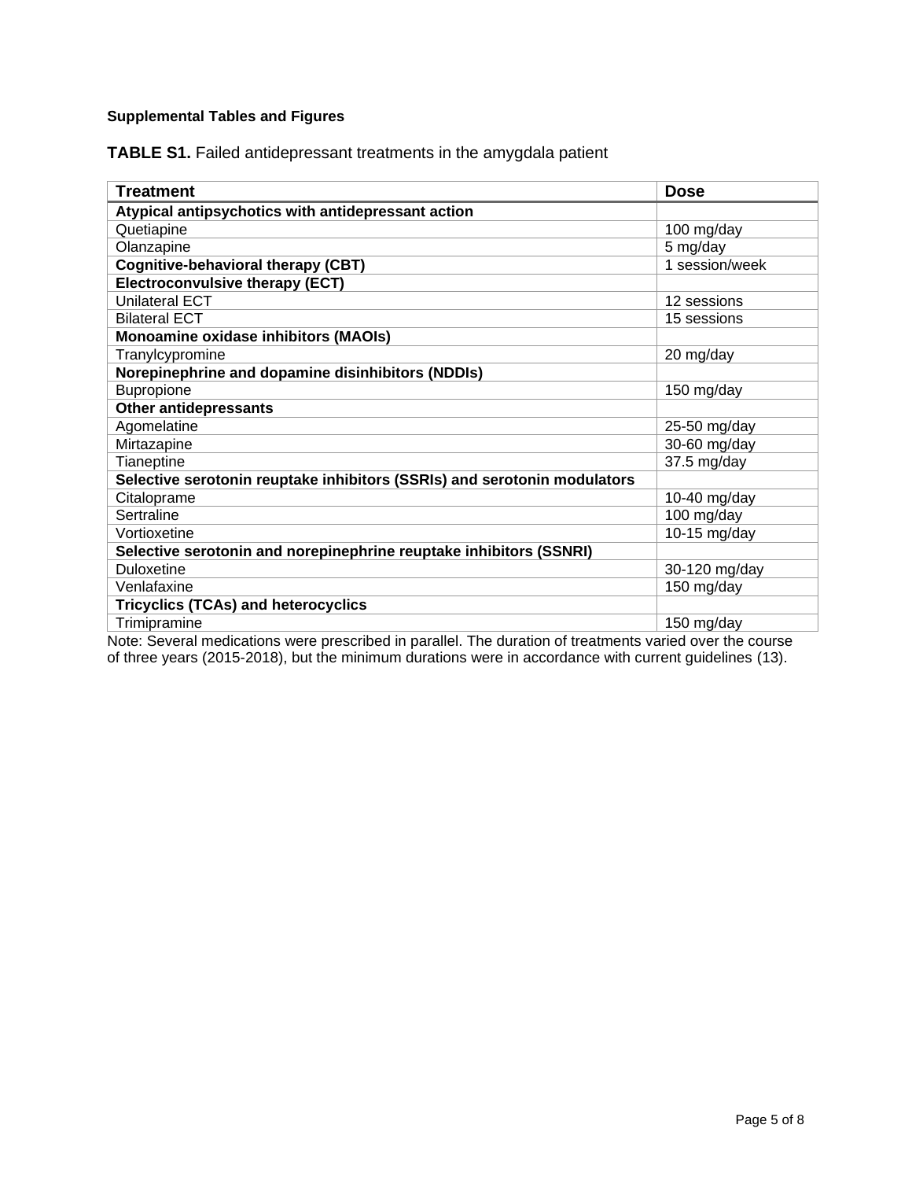**Supplemental Tables and Figures**

**TABLE S1.** Failed antidepressant treatments in the amygdala patient

| Treatment | Dose |
|---|---|
| **Atypical antipsychotics with antidepressant action** | |
| Quetiapine | 100 mg/day |
| Olanzapine | 5 mg/day |
| **Cognitive-behavioral therapy (CBT)** | 1 session/week |
| **Electroconvulsive therapy (ECT)** | |
| Unilateral ECT | 12 sessions |
| Bilateral ECT | 15 sessions |
| **Monoamine oxidase inhibitors (MAOIs)** | |
| Tranylcypromine | 20 mg/day |
| **Norepinephrine and dopamine disinhibitors (NDDIs)** | |
| Bupropione | 150 mg/day |
| **Other antidepressants** | |
| Agomelatine | 25-50 mg/day |
| Mirtazapine | 30-60 mg/day |
| Tianeptine | 37.5 mg/day |
| **Selective serotonin reuptake inhibitors (SSRIs) and serotonin modulators** | |
| Citaloprame | 10-40 mg/day |
| Sertraline | 100 mg/day |
| Vortioxetine | 10-15 mg/day |
| **Selective serotonin and norepinephrine reuptake inhibitors (SSNRI)** | |
| Duloxetine | 30-120 mg/day |
| Venlafaxine | 150 mg/day |
| **Tricyclics (TCAs) and heterocyclics** | |
| Trimipramine | 150 mg/day |

Note: Several medications were prescribed in parallel. The duration of treatments varied over the course of three years (2015-2018), but the minimum durations were in accordance with current guidelines (13).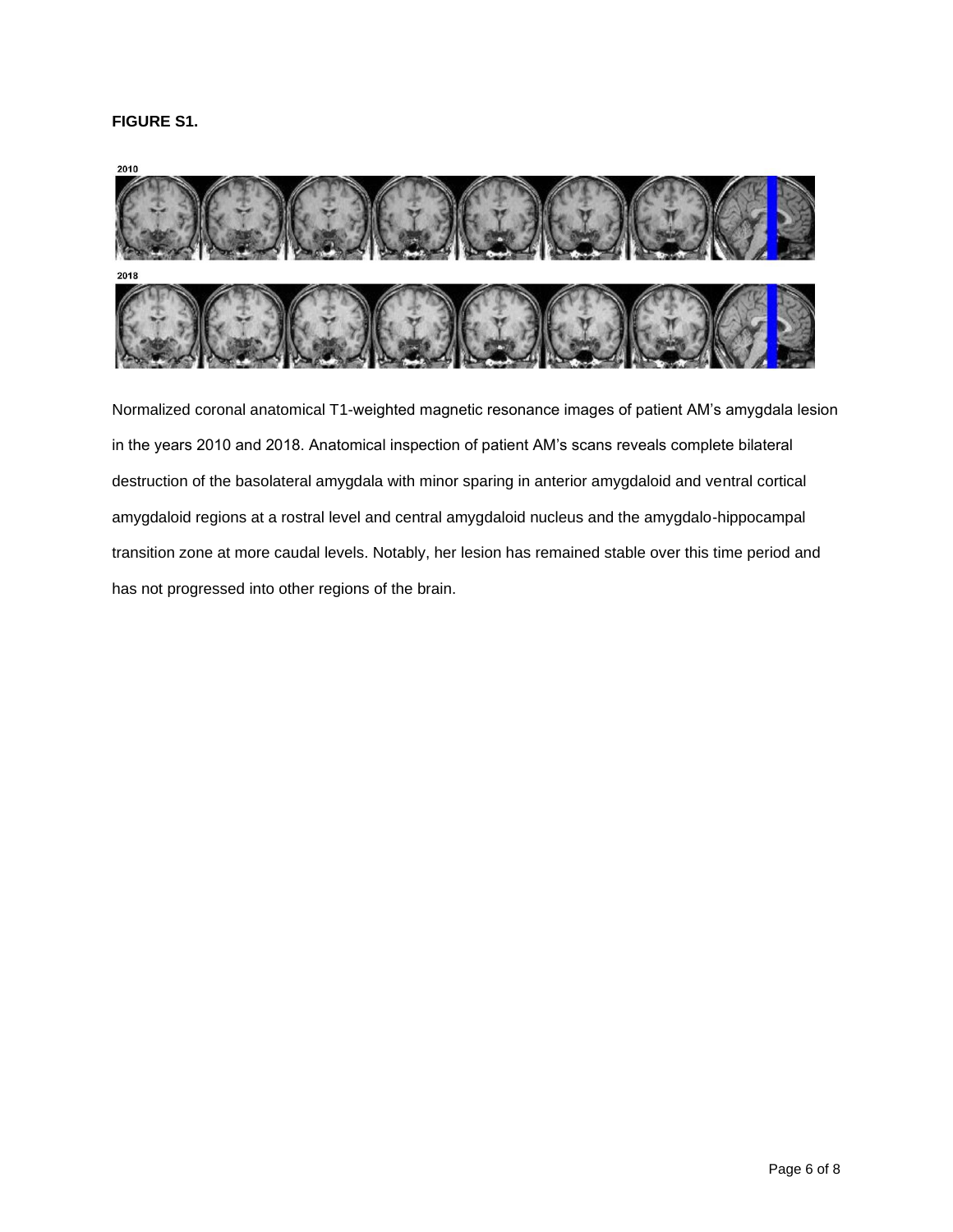**FIGURE S1.**

Normalized coronal anatomical T1-weighted magnetic resonance images of patient AM's amygdala lesion in the years 2010 and 2018. Anatomical inspection of patient AM's scans reveals complete bilateral destruction of the basolateral amygdala with minor sparing in anterior amygdaloid and ventral cortical amygdaloid regions at a rostral level and central amygdaloid nucleus and the amygdalo-hippocampal transition zone at more caudal levels. Notably, her lesion has remained stable over this time period and has not progressed into other regions of the brain.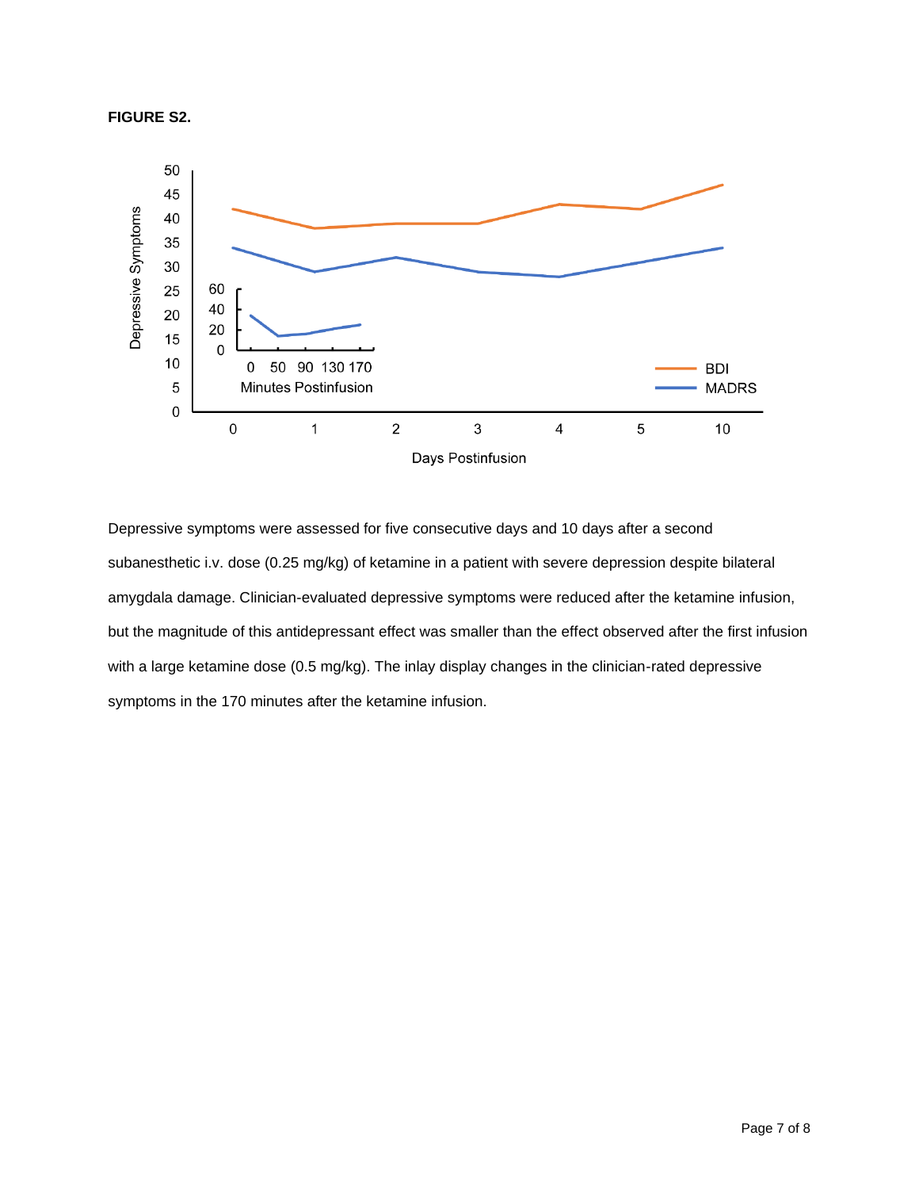**FIGURE S2.**

Depressive symptoms were assessed for five consecutive days and 10 days after a second subanesthetic i.v. dose (0.25 mg/kg) of ketamine in a patient with severe depression despite bilateral amygdala damage. Clinician-evaluated depressive symptoms were reduced after the ketamine infusion, but the magnitude of this antidepressant effect was smaller than the effect observed after the first infusion with a large ketamine dose (0.5 mg/kg). The inlay display changes in the clinician-rated depressive symptoms in the 170 minutes after the ketamine infusion.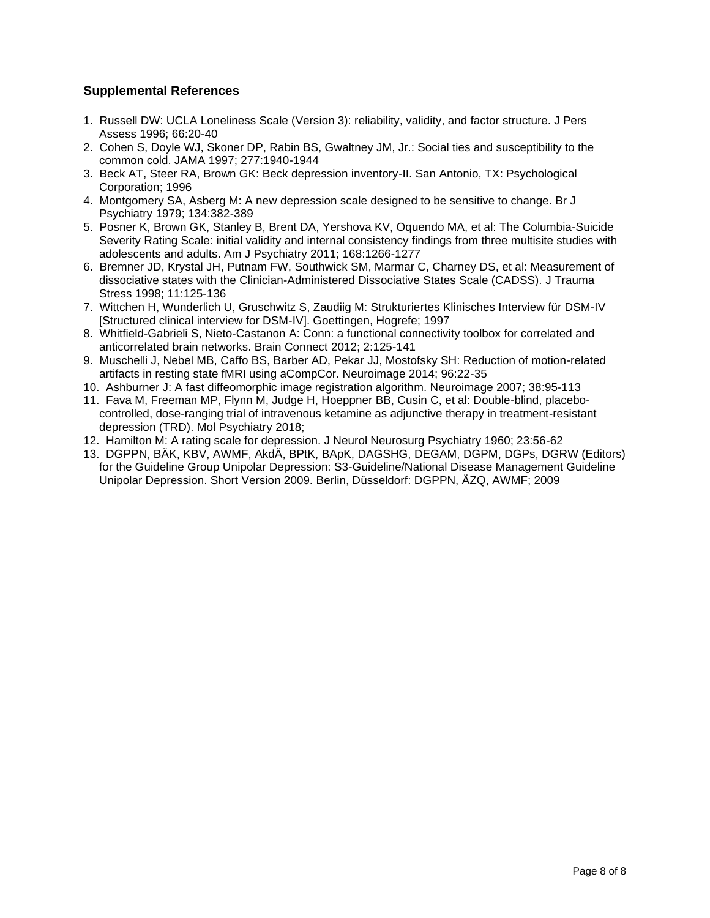### Supplemental References

1. Russell DW: UCLA Loneliness Scale (Version 3): reliability, validity, and factor structure. J Pers Assess 1996; 66:20-40
2. Cohen S, Doyle WJ, Skoner DP, Rabin BS, Gwaltney JM, Jr.: Social ties and susceptibility to the common cold. JAMA 1997; 277:1940-1944
3. Beck AT, Steer RA, Brown GK: Beck depression inventory-II. San Antonio, TX: Psychological Corporation; 1996
4. Montgomery SA, Asberg M: A new depression scale designed to be sensitive to change. Br J Psychiatry 1979; 134:382-389
5. Posner K, Brown GK, Stanley B, Brent DA, Yershova KV, Oquendo MA, et al: The Columbia-Suicide Severity Rating Scale: initial validity and internal consistency findings from three multisite studies with adolescents and adults. Am J Psychiatry 2011; 168:1266-1277
6. Bremner JD, Krystal JH, Putnam FW, Southwick SM, Marmar C, Charney DS, et al: Measurement of dissociative states with the Clinician-Administered Dissociative States Scale (CADSS). J Trauma Stress 1998; 11:125-136
7. Wittchen H, Wunderlich U, Gruschwitz S, Zaudiig M: Strukturiertes Klinisches Interview für DSM-IV [Structured clinical interview for DSM-IV]. Goettingen, Hogrefe; 1997
8. Whitfield-Gabrieli S, Nieto-Castanon A: Conn: a functional connectivity toolbox for correlated and anticorrelated brain networks. Brain Connect 2012; 2:125-141
9. Muschelli J, Nebel MB, Caffo BS, Barber AD, Pekar JJ, Mostofsky SH: Reduction of motion-related artifacts in resting state fMRI using aCompCor. Neuroimage 2014; 96:22-35
10. Ashburner J: A fast diffeomorphic image registration algorithm. Neuroimage 2007; 38:95-113
11. Fava M, Freeman MP, Flynn M, Judge H, Hoeppner BB, Cusin C, et al: Double-blind, placebo-controlled, dose-ranging trial of intravenous ketamine as adjunctive therapy in treatment-resistant depression (TRD). Mol Psychiatry 2018;
12. Hamilton M: A rating scale for depression. J Neurol Neurosurg Psychiatry 1960; 23:56-62
13. DGPPN, BÄK, KBV, AWMF, AkdÄ, BPtK, BApK, DAGSHG, DEGAM, DGPM, DGPs, DGRW (Editors) for the Guideline Group Unipolar Depression: S3-Guideline/National Disease Management Guideline Unipolar Depression. Short Version 2009. Berlin, Düsseldorf: DGPPN, ÄZQ, AWMF; 2009